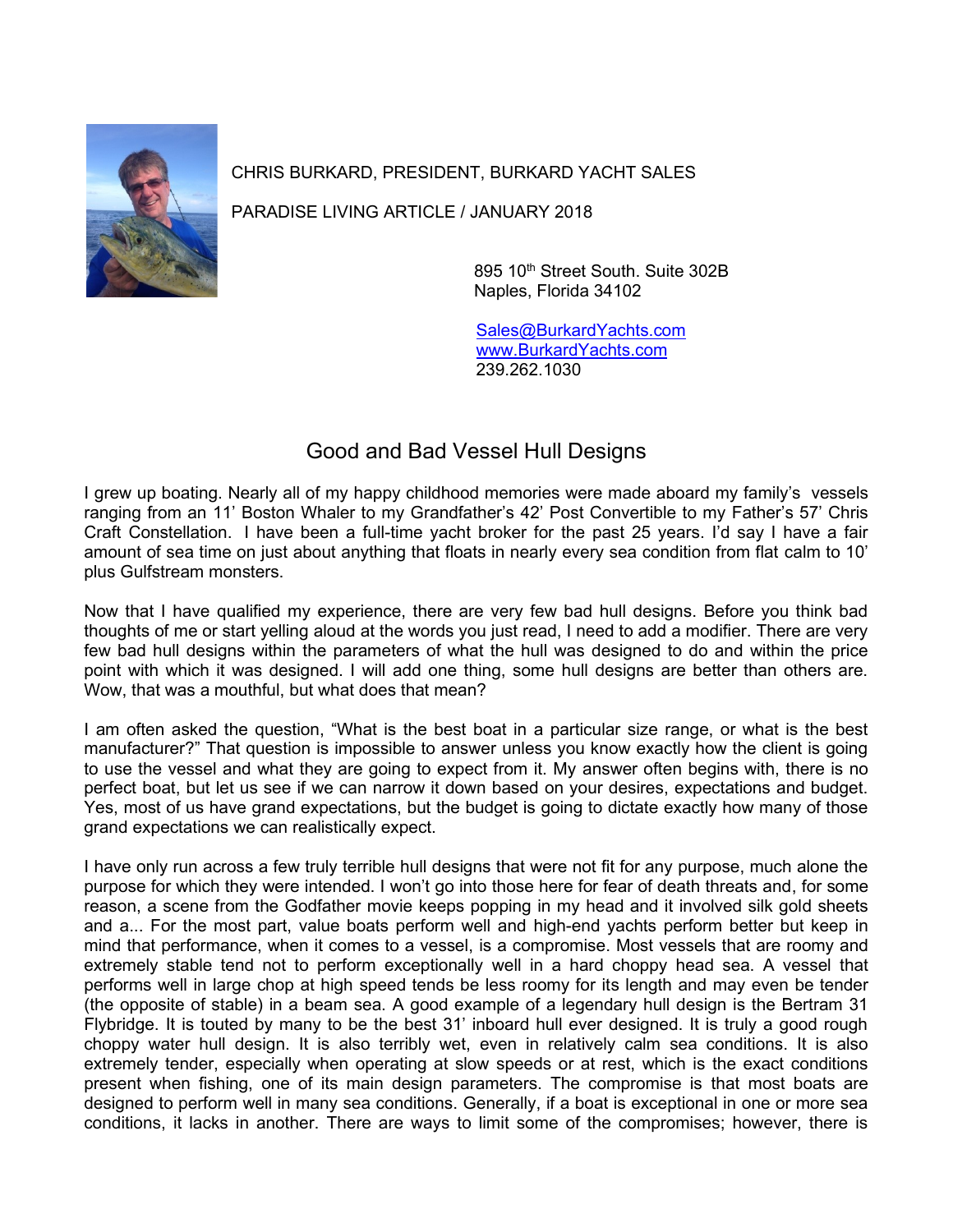CHRIS BURKARD, PRESIDENT, BURKARD YACHT SALES

PARADISE LIVING ARTICLE / JANUARY 2018

895 10th Street South. Suite 302B
Naples, Florida 34102

Sales@BurkardYachts.com
www.BurkardYachts.com
239.262.1030

# Good and Bad Vessel Hull Designs

I grew up boating. Nearly all of my happy childhood memories were made aboard my family's vessels ranging from an 11' Boston Whaler to my Grandfather's 42' Post Convertible to my Father's 57' Chris Craft Constellation. I have been a full-time yacht broker for the past 25 years. I'd say I have a fair amount of sea time on just about anything that floats in nearly every sea condition from flat calm to 10' plus Gulfstream monsters.

Now that I have qualified my experience, there are very few bad hull designs. Before you think bad thoughts of me or start yelling aloud at the words you just read, I need to add a modifier. There are very few bad hull designs within the parameters of what the hull was designed to do and within the price point with which it was designed. I will add one thing, some hull designs are better than others are. Wow, that was a mouthful, but what does that mean?

I am often asked the question, "What is the best boat in a particular size range, or what is the best manufacturer?" That question is impossible to answer unless you know exactly how the client is going to use the vessel and what they are going to expect from it. My answer often begins with, there is no perfect boat, but let us see if we can narrow it down based on your desires, expectations and budget. Yes, most of us have grand expectations, but the budget is going to dictate exactly how many of those grand expectations we can realistically expect.

I have only run across a few truly terrible hull designs that were not fit for any purpose, much alone the purpose for which they were intended. I won't go into those here for fear of death threats and, for some reason, a scene from the Godfather movie keeps popping in my head and it involved silk gold sheets and a... For the most part, value boats perform well and high-end yachts perform better but keep in mind that performance, when it comes to a vessel, is a compromise. Most vessels that are roomy and extremely stable tend not to perform exceptionally well in a hard choppy head sea. A vessel that performs well in large chop at high speed tends be less roomy for its length and may even be tender (the opposite of stable) in a beam sea. A good example of a legendary hull design is the Bertram 31 Flybridge. It is touted by many to be the best 31' inboard hull ever designed. It is truly a good rough choppy water hull design. It is also terribly wet, even in relatively calm sea conditions. It is also extremely tender, especially when operating at slow speeds or at rest, which is the exact conditions present when fishing, one of its main design parameters. The compromise is that most boats are designed to perform well in many sea conditions. Generally, if a boat is exceptional in one or more sea conditions, it lacks in another. There are ways to limit some of the compromises; however, there is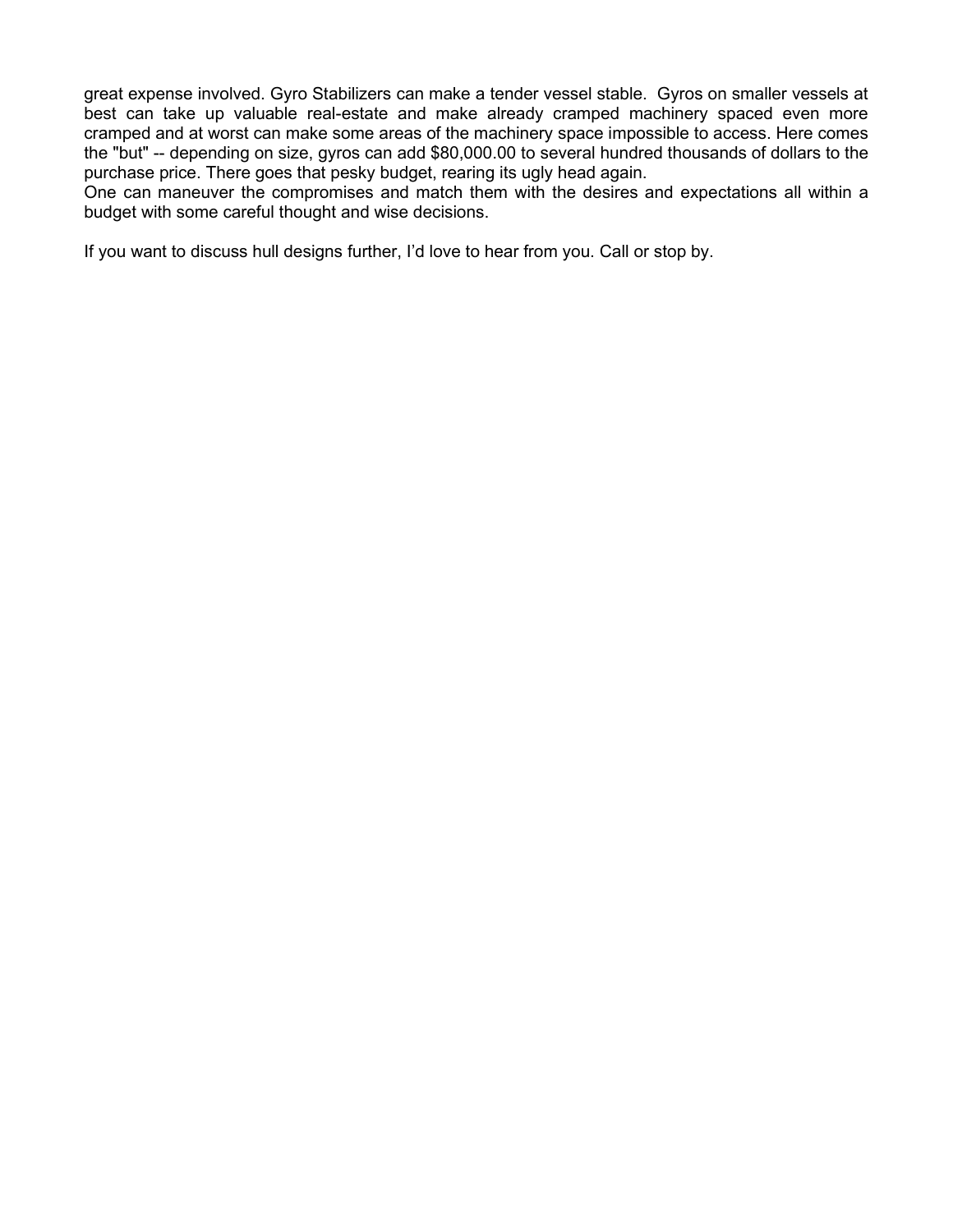great expense involved. Gyro Stabilizers can make a tender vessel stable. Gyros on smaller vessels at best can take up valuable real-estate and make already cramped machinery spaced even more cramped and at worst can make some areas of the machinery space impossible to access. Here comes the "but" -- depending on size, gyros can add $80,000.00 to several hundred thousands of dollars to the purchase price. There goes that pesky budget, rearing its ugly head again.
One can maneuver the compromises and match them with the desires and expectations all within a budget with some careful thought and wise decisions.

If you want to discuss hull designs further, I'd love to hear from you. Call or stop by.